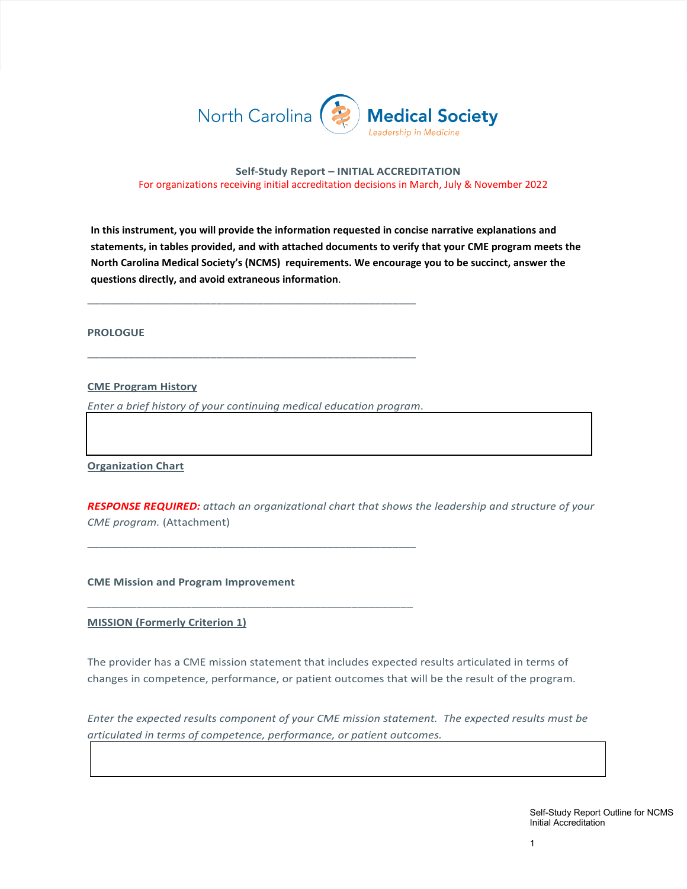North Carolina Medical Society
Leadership in Medicine

**Self-Study Report – INITIAL ACCREDITATION**
For organizations receiving initial accreditation decisions in March, July & November 2022

**In this instrument, you will provide the information requested in concise narrative explanations and statements, in tables provided, and with attached documents to verify that your CME program meets the North Carolina Medical Society's (NCMS) requirements. We encourage you to be succinct, answer the questions directly, and avoid extraneous information.**

---

**PROLOGUE**

---

**CME Program History**

*Enter a brief history of your continuing medical education program.*

**Organization Chart**

***RESPONSE REQUIRED:*** *attach an organizational chart that shows the leadership and structure of your CME program.* (Attachment)

---

**CME Mission and Program Improvement**

---

**MISSION (Formerly Criterion 1)**

The provider has a CME mission statement that includes expected results articulated in terms of changes in competence, performance, or patient outcomes that will be the result of the program.

*Enter the expected results component of your CME mission statement. The expected results must be articulated in terms of competence, performance, or patient outcomes.*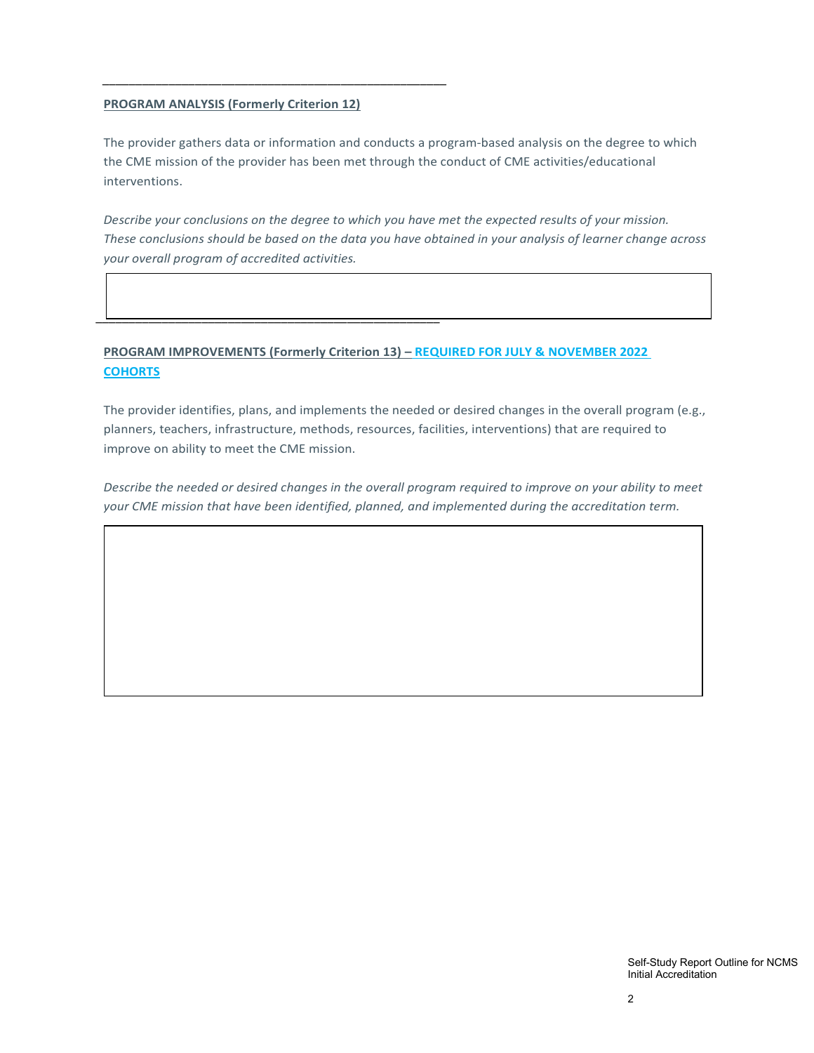---

**PROGRAM ANALYSIS (Formerly Criterion 12)**

The provider gathers data or information and conducts a program-based analysis on the degree to which the CME mission of the provider has been met through the conduct of CME activities/educational interventions.

*Describe your conclusions on the degree to which you have met the expected results of your mission. These conclusions should be based on the data you have obtained in your analysis of learner change across your overall program of accredited activities.*

---

**PROGRAM IMPROVEMENTS (Formerly Criterion 13) – REQUIRED FOR JULY & NOVEMBER 2022 COHORTS**

The provider identifies, plans, and implements the needed or desired changes in the overall program (e.g., planners, teachers, infrastructure, methods, resources, facilities, interventions) that are required to improve on ability to meet the CME mission.

*Describe the needed or desired changes in the overall program required to improve on your ability to meet your CME mission that have been identified, planned, and implemented during the accreditation term.*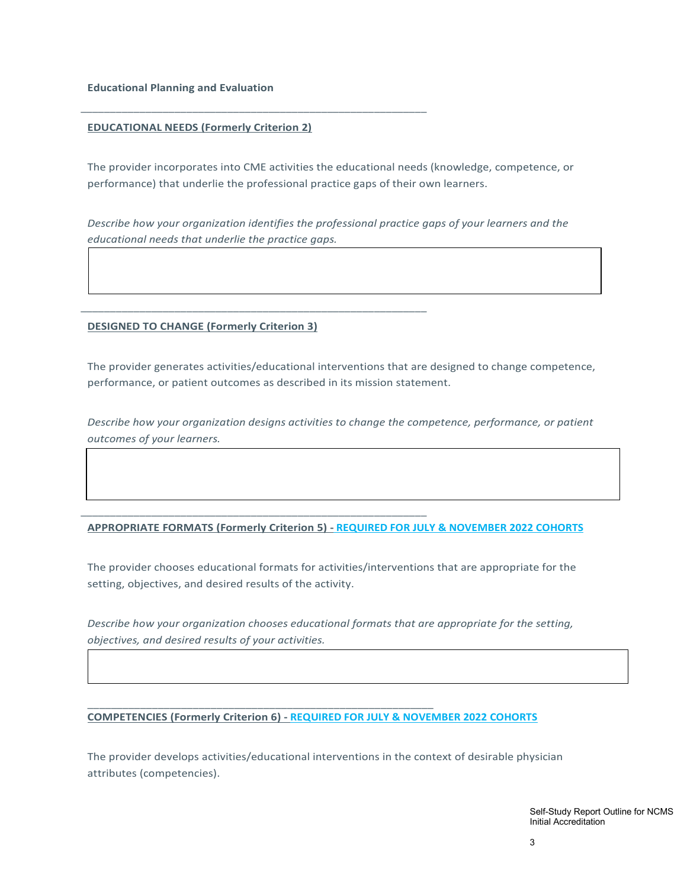**Educational Planning and Evaluation**

---

**EDUCATIONAL NEEDS (Formerly Criterion 2)**

The provider incorporates into CME activities the educational needs (knowledge, competence, or performance) that underlie the professional practice gaps of their own learners.

*Describe how your organization identifies the professional practice gaps of your learners and the educational needs that underlie the practice gaps.*

---

**DESIGNED TO CHANGE (Formerly Criterion 3)**

The provider generates activities/educational interventions that are designed to change competence, performance, or patient outcomes as described in its mission statement.

*Describe how your organization designs activities to change the competence, performance, or patient outcomes of your learners.*

---

**APPROPRIATE FORMATS (Formerly Criterion 5) - REQUIRED FOR JULY & NOVEMBER 2022 COHORTS**

The provider chooses educational formats for activities/interventions that are appropriate for the setting, objectives, and desired results of the activity.

*Describe how your organization chooses educational formats that are appropriate for the setting, objectives, and desired results of your activities.*

---

**COMPETENCIES (Formerly Criterion 6) - REQUIRED FOR JULY & NOVEMBER 2022 COHORTS**

The provider develops activities/educational interventions in the context of desirable physician attributes (competencies).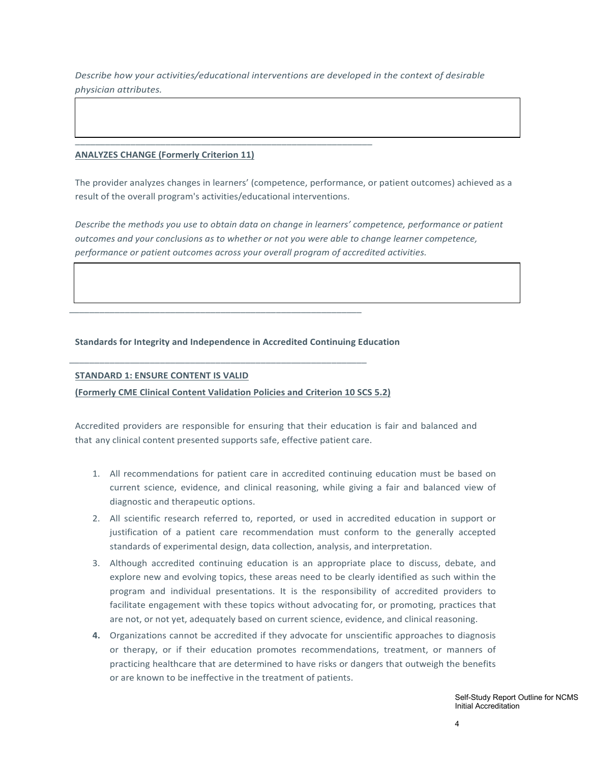*Describe how your activities/educational interventions are developed in the context of desirable physician attributes.*

---

**ANALYZES CHANGE (Formerly Criterion 11)**

The provider analyzes changes in learners' (competence, performance, or patient outcomes) achieved as a result of the overall program's activities/educational interventions.

*Describe the methods you use to obtain data on change in learners' competence, performance or patient outcomes and your conclusions as to whether or not you were able to change learner competence, performance or patient outcomes across your overall program of accredited activities.*

---

**Standards for Integrity and Independence in Accredited Continuing Education**

---

**STANDARD 1: ENSURE CONTENT IS VALID**

**(Formerly CME Clinical Content Validation Policies and Criterion 10 SCS 5.2)**

Accredited providers are responsible for ensuring that their education is fair and balanced and that any clinical content presented supports safe, effective patient care.

1. All recommendations for patient care in accredited continuing education must be based on current science, evidence, and clinical reasoning, while giving a fair and balanced view of diagnostic and therapeutic options.
2. All scientific research referred to, reported, or used in accredited education in support or justification of a patient care recommendation must conform to the generally accepted standards of experimental design, data collection, analysis, and interpretation.
3. Although accredited continuing education is an appropriate place to discuss, debate, and explore new and evolving topics, these areas need to be clearly identified as such within the program and individual presentations. It is the responsibility of accredited providers to facilitate engagement with these topics without advocating for, or promoting, practices that are not, or not yet, adequately based on current science, evidence, and clinical reasoning.
4. Organizations cannot be accredited if they advocate for unscientific approaches to diagnosis or therapy, or if their education promotes recommendations, treatment, or manners of practicing healthcare that are determined to have risks or dangers that outweigh the benefits or are known to be ineffective in the treatment of patients.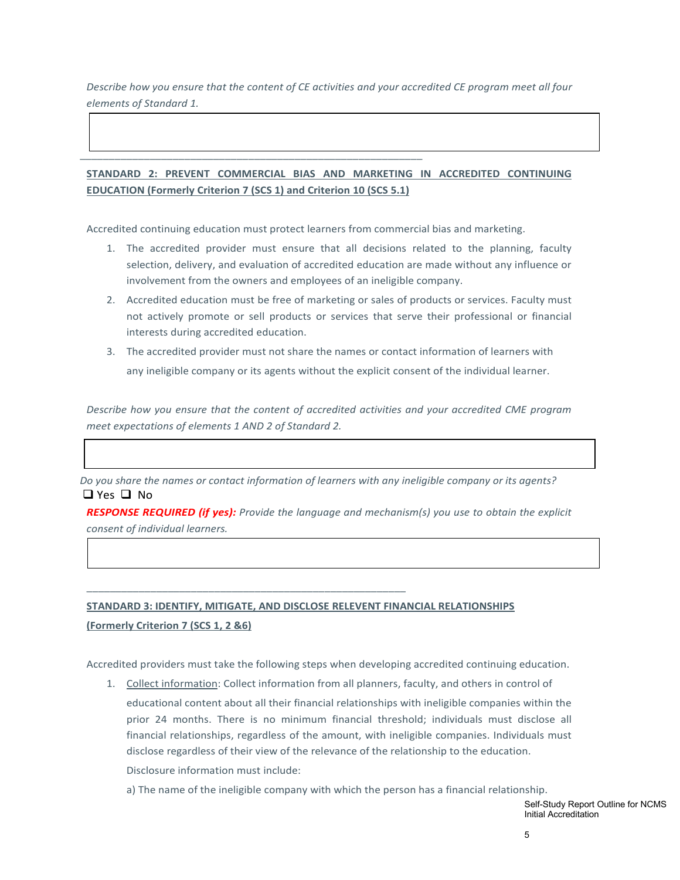*Describe how you ensure that the content of CE activities and your accredited CE program meet all four elements of Standard 1.*

| |
|---|
| |

---

**STANDARD 2: PREVENT COMMERCIAL BIAS AND MARKETING IN ACCREDITED CONTINUING EDUCATION (Formerly Criterion 7 (SCS 1) and Criterion 10 (SCS 5.1)**

Accredited continuing education must protect learners from commercial bias and marketing.

1. The accredited provider must ensure that all decisions related to the planning, faculty selection, delivery, and evaluation of accredited education are made without any influence or involvement from the owners and employees of an ineligible company.
2. Accredited education must be free of marketing or sales of products or services. Faculty must not actively promote or sell products or services that serve their professional or financial interests during accredited education.
3. The accredited provider must not share the names or contact information of learners with any ineligible company or its agents without the explicit consent of the individual learner.

*Describe how you ensure that the content of accredited activities and your accredited CME program meet expectations of elements 1 AND 2 of Standard 2.*

| |
|---|
| |

*Do you share the names or contact information of learners with any ineligible company or its agents?*

❑ Yes ❑ No

***RESPONSE REQUIRED (if yes):*** *Provide the language and mechanism(s) you use to obtain the explicit consent of individual learners.*

| |
|---|
| |

---

**STANDARD 3: IDENTIFY, MITIGATE, AND DISCLOSE RELEVENT FINANCIAL RELATIONSHIPS (Formerly Criterion 7 (SCS 1, 2 &6)**

Accredited providers must take the following steps when developing accredited continuing education.

1. Collect information: Collect information from all planners, faculty, and others in control of educational content about all their financial relationships with ineligible companies within the prior 24 months. There is no minimum financial threshold; individuals must disclose all financial relationships, regardless of the amount, with ineligible companies. Individuals must disclose regardless of their view of the relevance of the relationship to the education.

   Disclosure information must include:

   a) The name of the ineligible company with which the person has a financial relationship.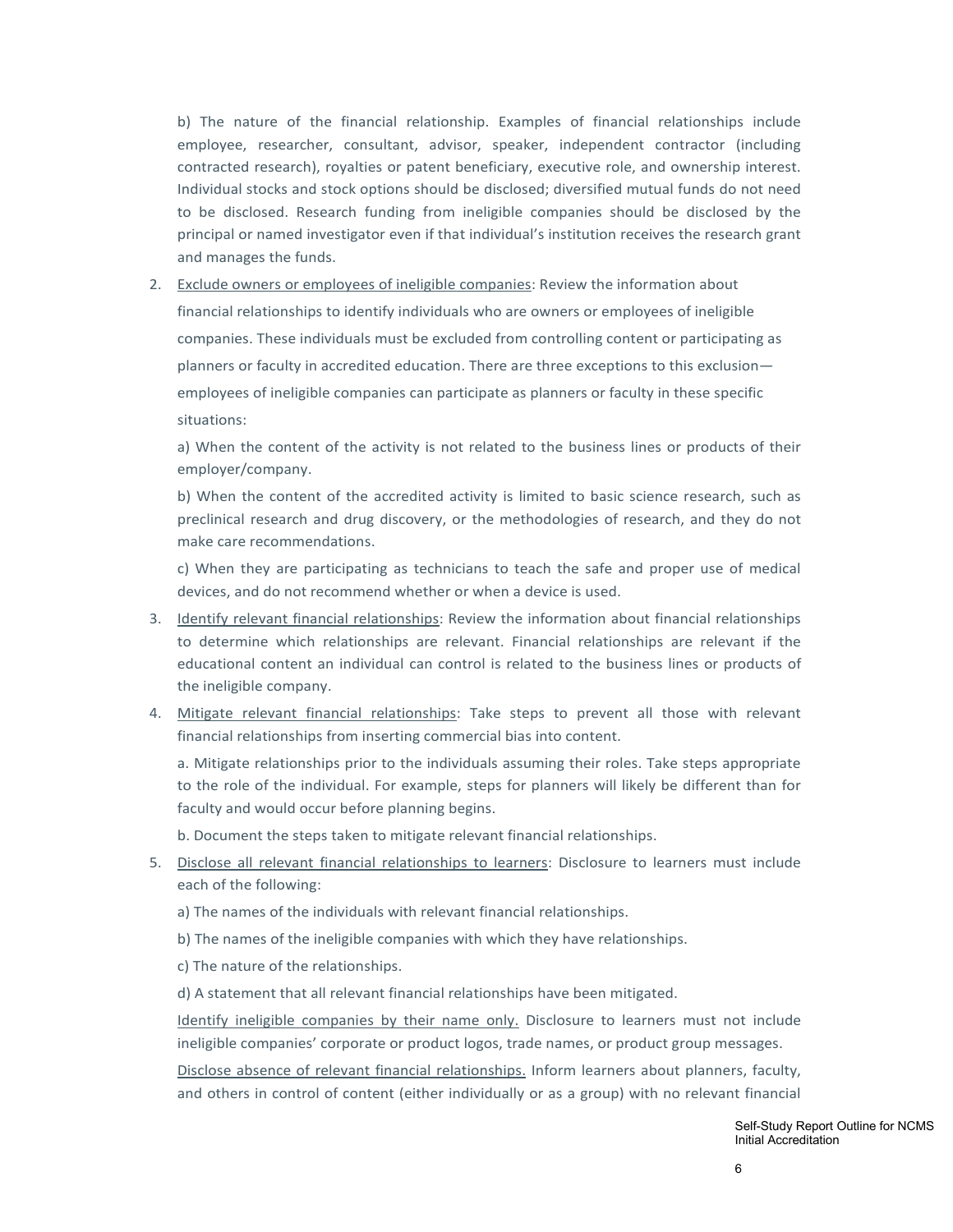b) The nature of the financial relationship. Examples of financial relationships include employee, researcher, consultant, advisor, speaker, independent contractor (including contracted research), royalties or patent beneficiary, executive role, and ownership interest. Individual stocks and stock options should be disclosed; diversified mutual funds do not need to be disclosed. Research funding from ineligible companies should be disclosed by the principal or named investigator even if that individual's institution receives the research grant and manages the funds.

2. Exclude owners or employees of ineligible companies: Review the information about financial relationships to identify individuals who are owners or employees of ineligible companies. These individuals must be excluded from controlling content or participating as planners or faculty in accredited education. There are three exceptions to this exclusion—employees of ineligible companies can participate as planners or faculty in these specific situations:

   a) When the content of the activity is not related to the business lines or products of their employer/company.

   b) When the content of the accredited activity is limited to basic science research, such as preclinical research and drug discovery, or the methodologies of research, and they do not make care recommendations.

   c) When they are participating as technicians to teach the safe and proper use of medical devices, and do not recommend whether or when a device is used.

3. Identify relevant financial relationships: Review the information about financial relationships to determine which relationships are relevant. Financial relationships are relevant if the educational content an individual can control is related to the business lines or products of the ineligible company.

4. Mitigate relevant financial relationships: Take steps to prevent all those with relevant financial relationships from inserting commercial bias into content.

   a. Mitigate relationships prior to the individuals assuming their roles. Take steps appropriate to the role of the individual. For example, steps for planners will likely be different than for faculty and would occur before planning begins.

   b. Document the steps taken to mitigate relevant financial relationships.

5. Disclose all relevant financial relationships to learners: Disclosure to learners must include each of the following:

   a) The names of the individuals with relevant financial relationships.

   b) The names of the ineligible companies with which they have relationships.

   c) The nature of the relationships.

   d) A statement that all relevant financial relationships have been mitigated.

   Identify ineligible companies by their name only. Disclosure to learners must not include ineligible companies' corporate or product logos, trade names, or product group messages.

   Disclose absence of relevant financial relationships. Inform learners about planners, faculty, and others in control of content (either individually or as a group) with no relevant financial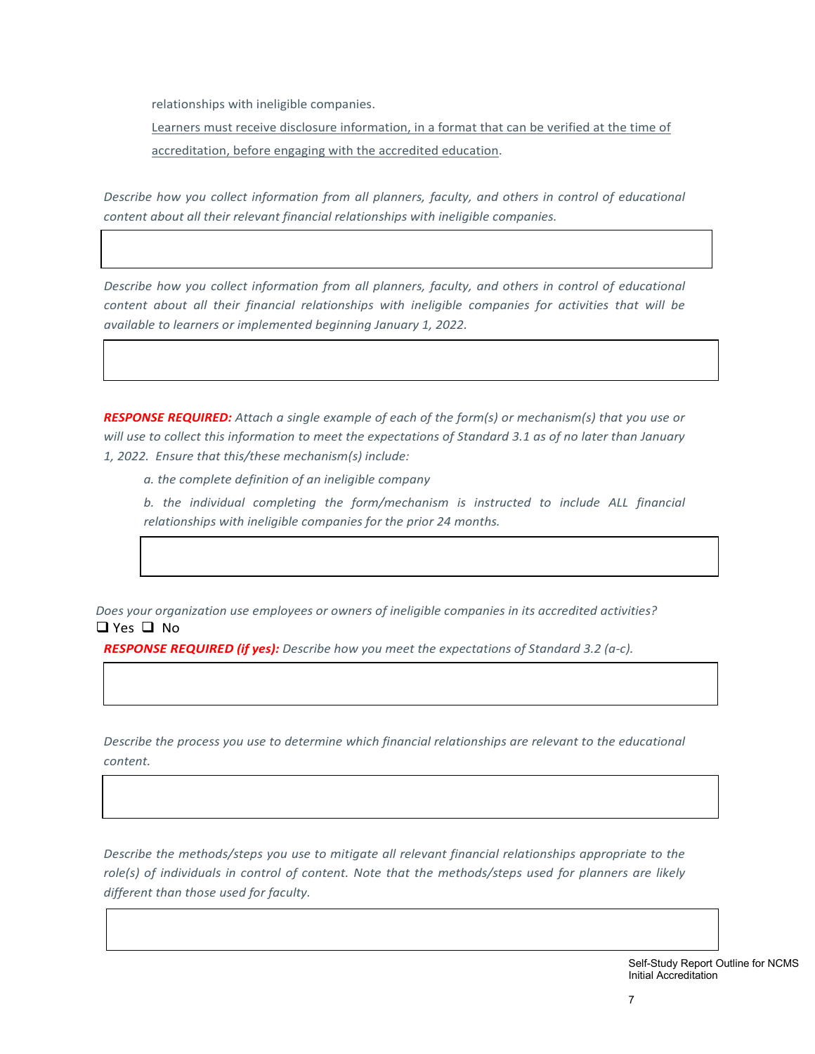relationships with ineligible companies.

Learners must receive disclosure information, in a format that can be verified at the time of accreditation, before engaging with the accredited education.

*Describe how you collect information from all planners, faculty, and others in control of educational content about all their relevant financial relationships with ineligible companies.*

| |
|---|
| |

*Describe how you collect information from all planners, faculty, and others in control of educational content about all their financial relationships with ineligible companies for activities that will be available to learners or implemented beginning January 1, 2022.*

| |
|---|
| |

***RESPONSE REQUIRED:*** *Attach a single example of each of the form(s) or mechanism(s) that you use or will use to collect this information to meet the expectations of Standard 3.1 as of no later than January 1, 2022. Ensure that this/these mechanism(s) include:*

*a. the complete definition of an ineligible company*

*b. the individual completing the form/mechanism is instructed to include ALL financial relationships with ineligible companies for the prior 24 months.*

| |
|---|
| |

*Does your organization use employees or owners of ineligible companies in its accredited activities?*

❑ Yes ❑ No

***RESPONSE REQUIRED (if yes):*** *Describe how you meet the expectations of Standard 3.2 (a-c).*

| |
|---|
| |

*Describe the process you use to determine which financial relationships are relevant to the educational content.*

| |
|---|
| |

*Describe the methods/steps you use to mitigate all relevant financial relationships appropriate to the role(s) of individuals in control of content. Note that the methods/steps used for planners are likely different than those used for faculty.*

| |
|---|
| |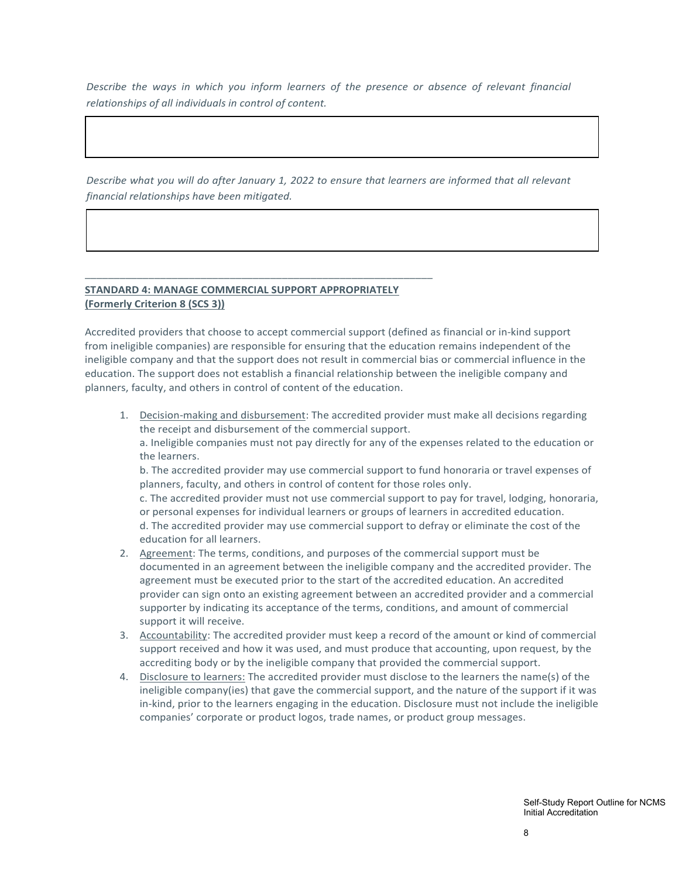*Describe the ways in which you inform learners of the presence or absence of relevant financial relationships of all individuals in control of content.*

| |
|---|
| |

*Describe what you will do after January 1, 2022 to ensure that learners are informed that all relevant financial relationships have been mitigated.*

| |
|---|
| |

---

**STANDARD 4: MANAGE COMMERCIAL SUPPORT APPROPRIATELY**
**(Formerly Criterion 8 (SCS 3))**

Accredited providers that choose to accept commercial support (defined as financial or in-kind support from ineligible companies) are responsible for ensuring that the education remains independent of the ineligible company and that the support does not result in commercial bias or commercial influence in the education. The support does not establish a financial relationship between the ineligible company and planners, faculty, and others in control of content of the education.

1. Decision-making and disbursement: The accredited provider must make all decisions regarding the receipt and disbursement of the commercial support.
   a. Ineligible companies must not pay directly for any of the expenses related to the education or the learners.
   b. The accredited provider may use commercial support to fund honoraria or travel expenses of planners, faculty, and others in control of content for those roles only.
   c. The accredited provider must not use commercial support to pay for travel, lodging, honoraria, or personal expenses for individual learners or groups of learners in accredited education.
   d. The accredited provider may use commercial support to defray or eliminate the cost of the education for all learners.
2. Agreement: The terms, conditions, and purposes of the commercial support must be documented in an agreement between the ineligible company and the accredited provider. The agreement must be executed prior to the start of the accredited education. An accredited provider can sign onto an existing agreement between an accredited provider and a commercial supporter by indicating its acceptance of the terms, conditions, and amount of commercial support it will receive.
3. Accountability: The accredited provider must keep a record of the amount or kind of commercial support received and how it was used, and must produce that accounting, upon request, by the accrediting body or by the ineligible company that provided the commercial support.
4. Disclosure to learners: The accredited provider must disclose to the learners the name(s) of the ineligible company(ies) that gave the commercial support, and the nature of the support if it was in-kind, prior to the learners engaging in the education. Disclosure must not include the ineligible companies' corporate or product logos, trade names, or product group messages.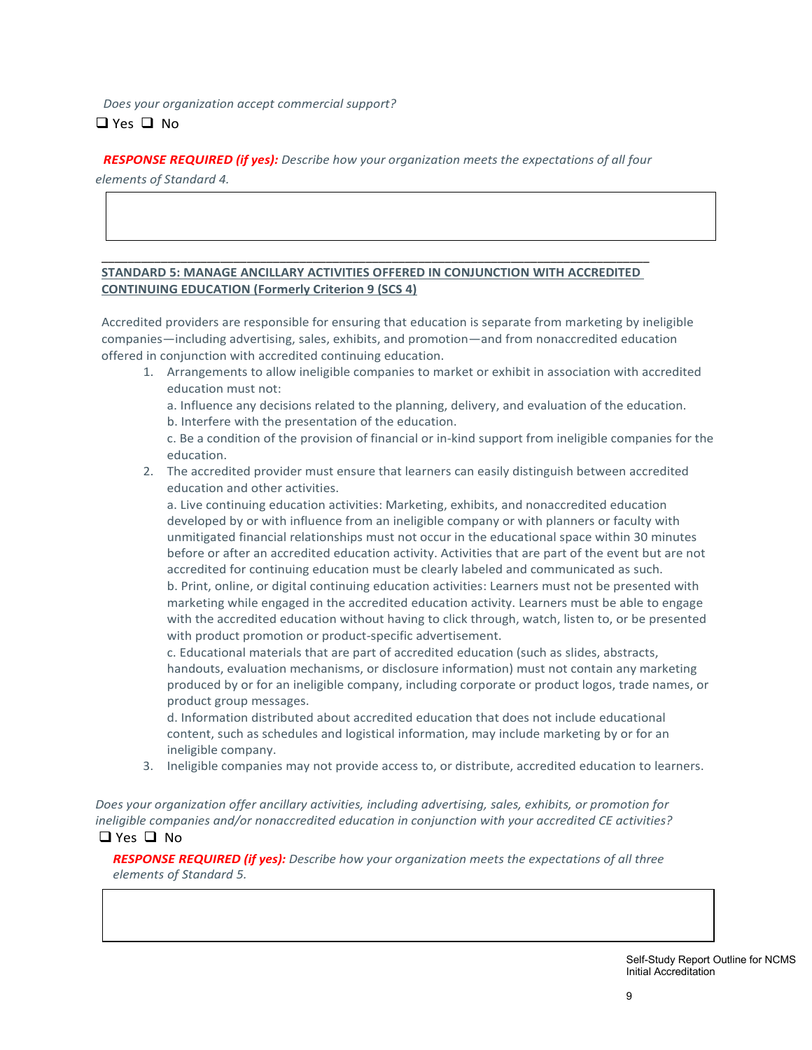*Does your organization accept commercial support?*

❑ Yes ❑ No

***RESPONSE REQUIRED (if yes):*** *Describe how your organization meets the expectations of all four elements of Standard 4.*

| |
|---|
| |

---

**STANDARD 5: MANAGE ANCILLARY ACTIVITIES OFFERED IN CONJUNCTION WITH ACCREDITED CONTINUING EDUCATION (Formerly Criterion 9 (SCS 4)**

Accredited providers are responsible for ensuring that education is separate from marketing by ineligible companies—including advertising, sales, exhibits, and promotion—and from nonaccredited education offered in conjunction with accredited continuing education.

1. Arrangements to allow ineligible companies to market or exhibit in association with accredited education must not:
   a. Influence any decisions related to the planning, delivery, and evaluation of the education.
   b. Interfere with the presentation of the education.
   c. Be a condition of the provision of financial or in-kind support from ineligible companies for the education.
2. The accredited provider must ensure that learners can easily distinguish between accredited education and other activities.
   a. Live continuing education activities: Marketing, exhibits, and nonaccredited education developed by or with influence from an ineligible company or with planners or faculty with unmitigated financial relationships must not occur in the educational space within 30 minutes before or after an accredited education activity. Activities that are part of the event but are not accredited for continuing education must be clearly labeled and communicated as such.
   b. Print, online, or digital continuing education activities: Learners must not be presented with marketing while engaged in the accredited education activity. Learners must be able to engage with the accredited education without having to click through, watch, listen to, or be presented with product promotion or product-specific advertisement.
   c. Educational materials that are part of accredited education (such as slides, abstracts, handouts, evaluation mechanisms, or disclosure information) must not contain any marketing produced by or for an ineligible company, including corporate or product logos, trade names, or product group messages.
   d. Information distributed about accredited education that does not include educational content, such as schedules and logistical information, may include marketing by or for an ineligible company.
3. Ineligible companies may not provide access to, or distribute, accredited education to learners.

*Does your organization offer ancillary activities, including advertising, sales, exhibits, or promotion for ineligible companies and/or nonaccredited education in conjunction with your accredited CE activities?*

❑ Yes ❑ No

***RESPONSE REQUIRED (if yes):*** *Describe how your organization meets the expectations of all three elements of Standard 5.*

| |
|---|
| |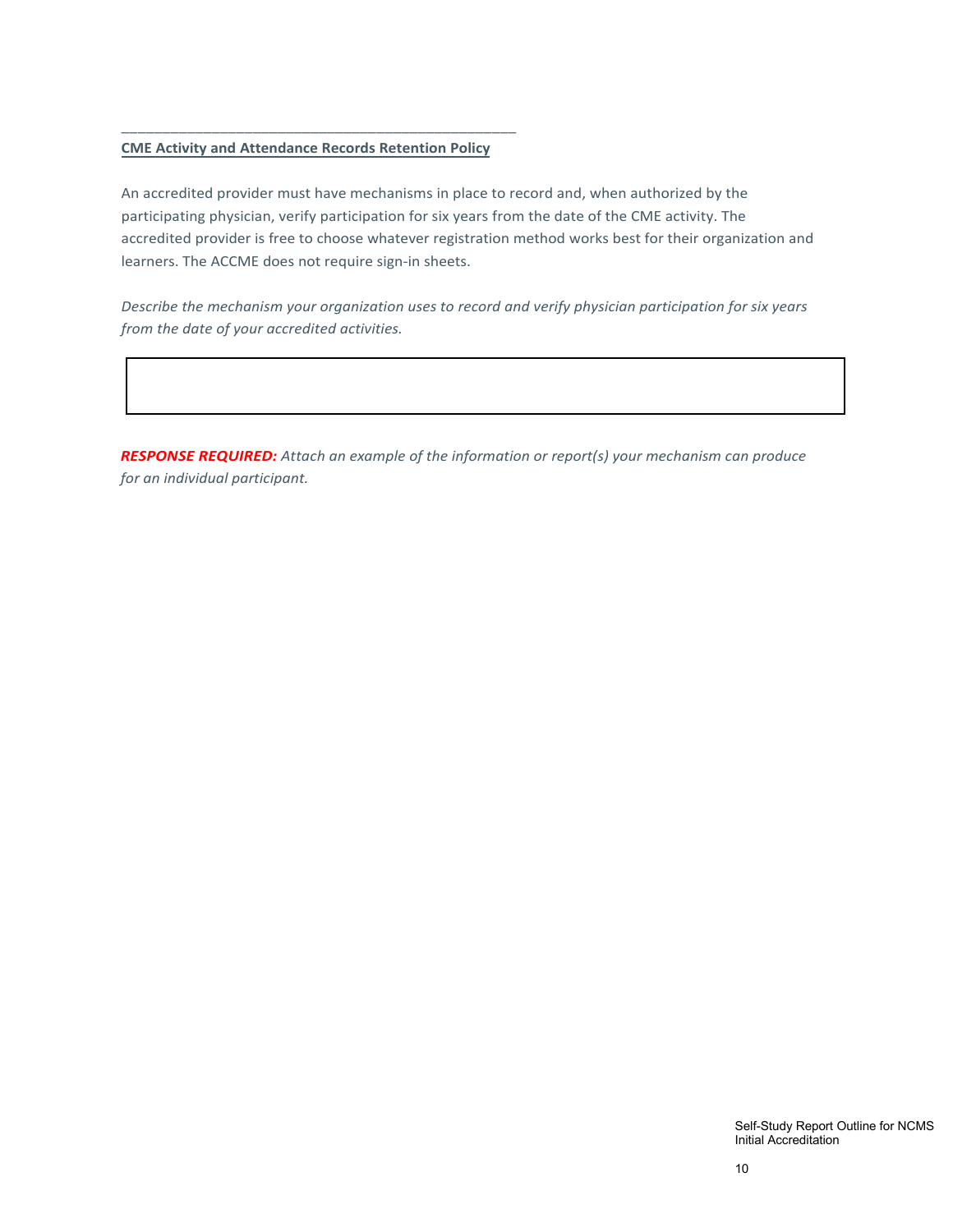---

**CME Activity and Attendance Records Retention Policy**

An accredited provider must have mechanisms in place to record and, when authorized by the participating physician, verify participation for six years from the date of the CME activity. The accredited provider is free to choose whatever registration method works best for their organization and learners. The ACCME does not require sign-in sheets.

*Describe the mechanism your organization uses to record and verify physician participation for six years from the date of your accredited activities.*

| |
|---|
| |

***RESPONSE REQUIRED:*** *Attach an example of the information or report(s) your mechanism can produce for an individual participant.*